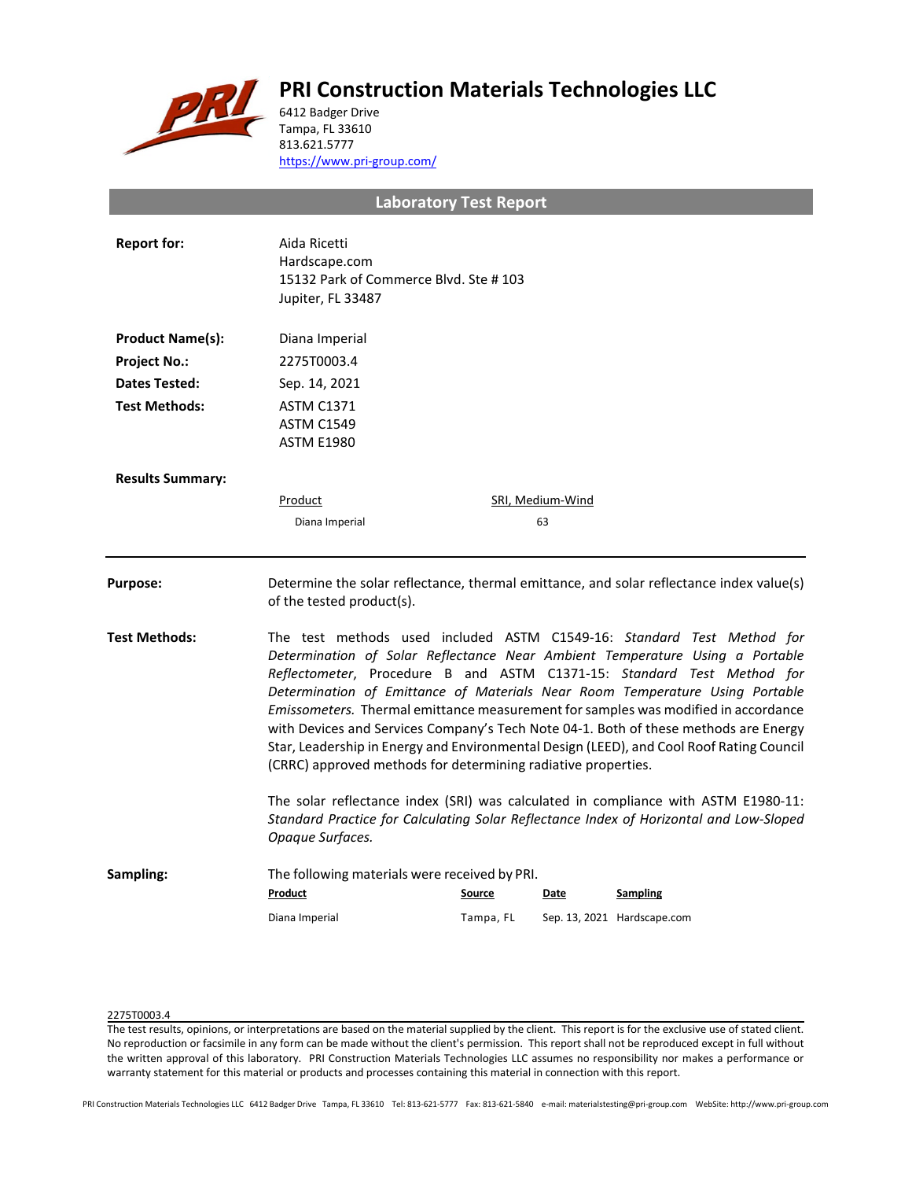# PRI Construction Materials Technologies LLC

6412 Badger Drive
Tampa, FL 33610
813.621.5777
https://www.pri-group.com/

## Laboratory Test Report

**Report for:** Aida Ricetti
Hardscape.com
15132 Park of Commerce Blvd. Ste # 103
Jupiter, FL 33487

**Product Name(s):** Diana Imperial

**Project No.:** 2275T0003.4

**Dates Tested:** Sep. 14, 2021

**Test Methods:** ASTM C1371
ASTM C1549
ASTM E1980

**Results Summary:**

| Product | SRI, Medium-Wind |
| --- | --- |
| Diana Imperial | 63 |

---

**Purpose:** Determine the solar reflectance, thermal emittance, and solar reflectance index value(s) of the tested product(s).

**Test Methods:** The test methods used included ASTM C1549-16: *Standard Test Method for Determination of Solar Reflectance Near Ambient Temperature Using a Portable Reflectometer*, Procedure B and ASTM C1371-15: *Standard Test Method for Determination of Emittance of Materials Near Room Temperature Using Portable Emissometers.* Thermal emittance measurement for samples was modified in accordance with Devices and Services Company's Tech Note 04-1. Both of these methods are Energy Star, Leadership in Energy and Environmental Design (LEED), and Cool Roof Rating Council (CRRC) approved methods for determining radiative properties.

The solar reflectance index (SRI) was calculated in compliance with ASTM E1980-11: *Standard Practice for Calculating Solar Reflectance Index of Horizontal and Low-Sloped Opaque Surfaces.*

**Sampling:** The following materials were received by PRI.

| Product | Source | Date | Sampling |
| --- | --- | --- | --- |
| Diana Imperial | Tampa, FL | Sep. 13, 2021 | Hardscape.com |

2275T0003.4

The test results, opinions, or interpretations are based on the material supplied by the client. This report is for the exclusive use of stated client. No reproduction or facsimile in any form can be made without the client's permission. This report shall not be reproduced except in full without the written approval of this laboratory. PRI Construction Materials Technologies LLC assumes no responsibility nor makes a performance or warranty statement for this material or products and processes containing this material in connection with this report.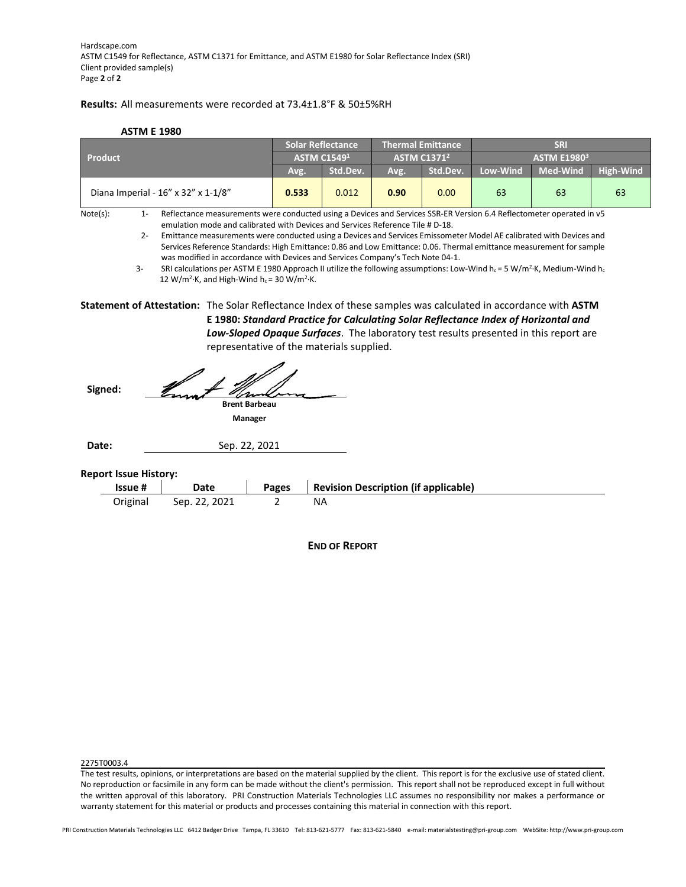Hardscape.com
ASTM C1549 for Reflectance, ASTM C1371 for Emittance, and ASTM E1980 for Solar Reflectance Index (SRI)
Client provided sample(s)

**Results:** All measurements were recorded at 73.4±1.8°F & 50±5%RH

**ASTM E 1980**

| Product | Solar Reflectance ASTM C1549[1] | | Thermal Emittance ASTM C1371[2] | | SRI ASTM E1980[3] | | |
|---|---|---|---|---|---|---|---|
| | Avg. | Std.Dev. | Avg. | Std.Dev. | Low-Wind | Med-Wind | High-Wind |
| Diana Imperial - 16" x 32" x 1-1/8" | **0.533** | 0.012 | **0.90** | 0.00 | 63 | 63 | 63 |

Note(s):

1- Reflectance measurements were conducted using a Devices and Services SSR-ER Version 6.4 Reflectometer operated in v5 emulation mode and calibrated with Devices and Services Reference Tile # D-18.

2- Emittance measurements were conducted using a Devices and Services Emissometer Model AE calibrated with Devices and Services Reference Standards: High Emittance: 0.86 and Low Emittance: 0.06. Thermal emittance measurement for sample was modified in accordance with Devices and Services Company's Tech Note 04-1.

3- SRI calculations per ASTM E 1980 Approach II utilize the following assumptions: Low-Wind $h_c = 5\ W/m^2 \cdot K$, Medium-Wind $h_c$ $12\ W/m^2 \cdot K$, and High-Wind $h_c = 30\ W/m^2 \cdot K$.

**Statement of Attestation:** The Solar Reflectance Index of these samples was calculated in accordance with **ASTM E 1980:** ***Standard Practice for Calculating Solar Reflectance Index of Horizontal and Low-Sloped Opaque Surfaces***. The laboratory test results presented in this report are representative of the materials supplied.

**Signed:**

**Brent Barbeau**
**Manager**

**Date:** Sep. 22, 2021

**Report Issue History:**

| Issue # | Date | Pages | Revision Description (if applicable) |
|---|---|---|---|
| Original | Sep. 22, 2021 | 2 | NA |

**END OF REPORT**

2275T0003.4

The test results, opinions, or interpretations are based on the material supplied by the client. This report is for the exclusive use of stated client. No reproduction or facsimile in any form can be made without the client's permission. This report shall not be reproduced except in full without the written approval of this laboratory. PRI Construction Materials Technologies LLC assumes no responsibility nor makes a performance or warranty statement for this material or products and processes containing this material in connection with this report.

PRI Construction Materials Technologies LLC 6412 Badger Drive Tampa, FL 33610 Tel: 813-621-5777 Fax: 813-621-5840 e-mail: materialstesting@pri-group.com WebSite: http://www.pri-group.com